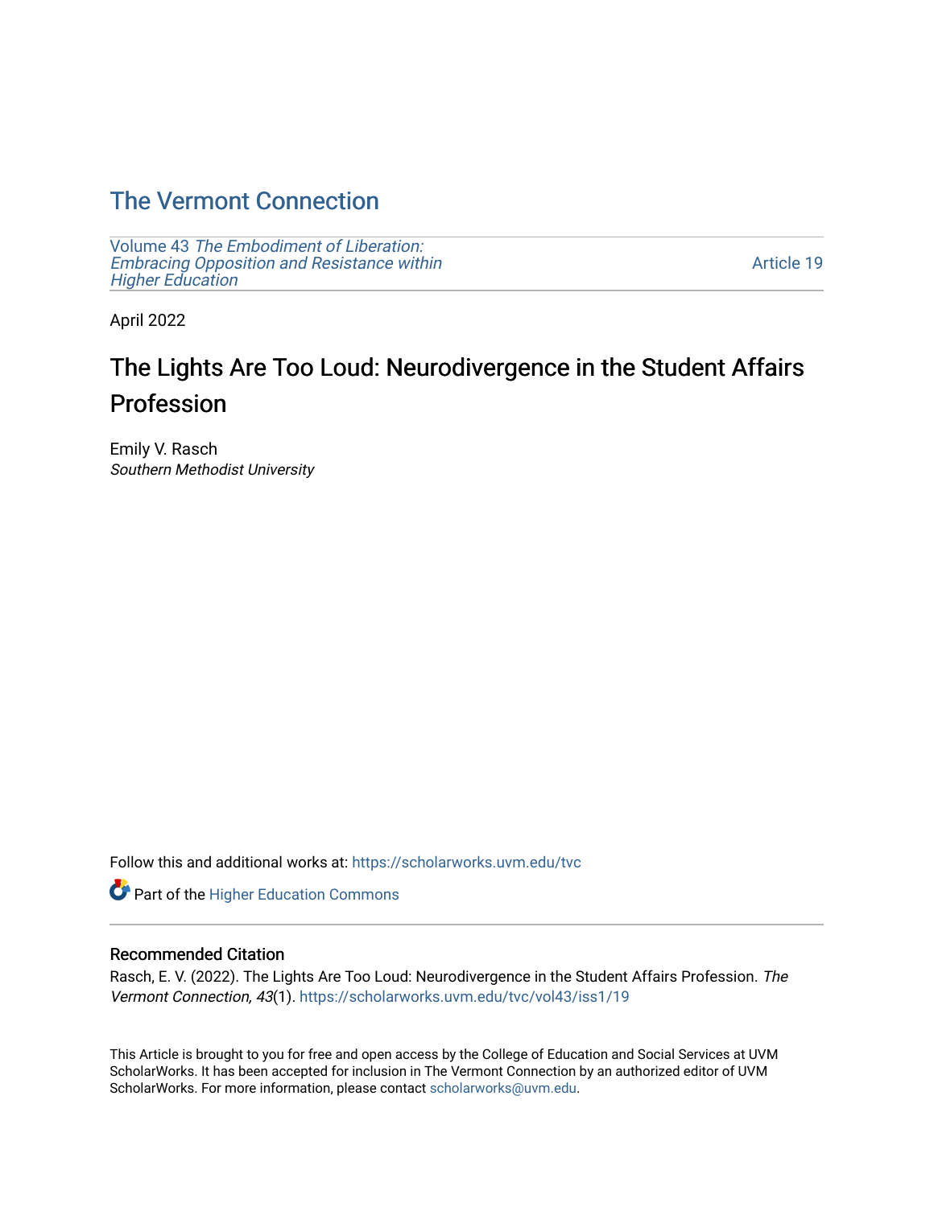# The Vermont Connection

Volume 43 *The Embodiment of Liberation: Embracing Opposition and Resistance within Higher Education* | Article 19

April 2022

## The Lights Are Too Loud: Neurodivergence in the Student Affairs Profession

Emily V. Rasch
*Southern Methodist University*

Follow this and additional works at: https://scholarworks.uvm.edu/tvc

Part of the Higher Education Commons

### Recommended Citation

Rasch, E. V. (2022). The Lights Are Too Loud: Neurodivergence in the Student Affairs Profession. *The Vermont Connection, 43*(1). https://scholarworks.uvm.edu/tvc/vol43/iss1/19

This Article is brought to you for free and open access by the College of Education and Social Services at UVM ScholarWorks. It has been accepted for inclusion in The Vermont Connection by an authorized editor of UVM ScholarWorks. For more information, please contact scholarworks@uvm.edu.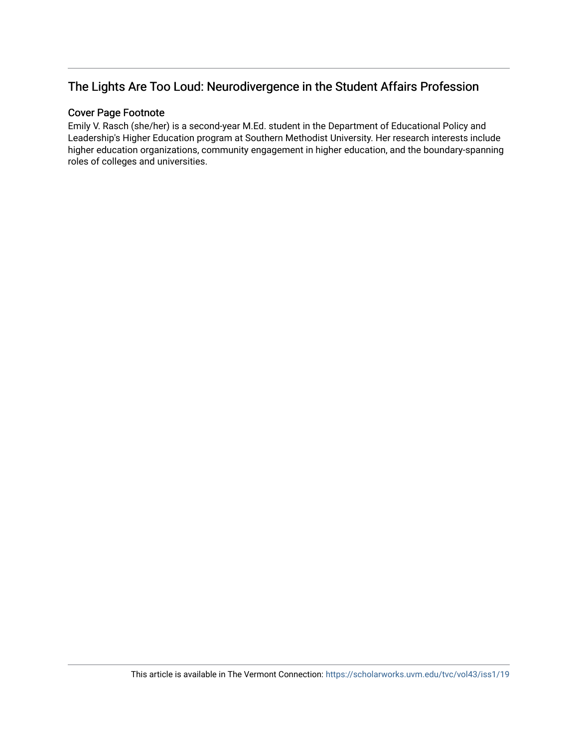## The Lights Are Too Loud: Neurodivergence in the Student Affairs Profession

### Cover Page Footnote

Emily V. Rasch (she/her) is a second-year M.Ed. student in the Department of Educational Policy and Leadership's Higher Education program at Southern Methodist University. Her research interests include higher education organizations, community engagement in higher education, and the boundary-spanning roles of colleges and universities.

This article is available in The Vermont Connection: https://scholarworks.uvm.edu/tvc/vol43/iss1/19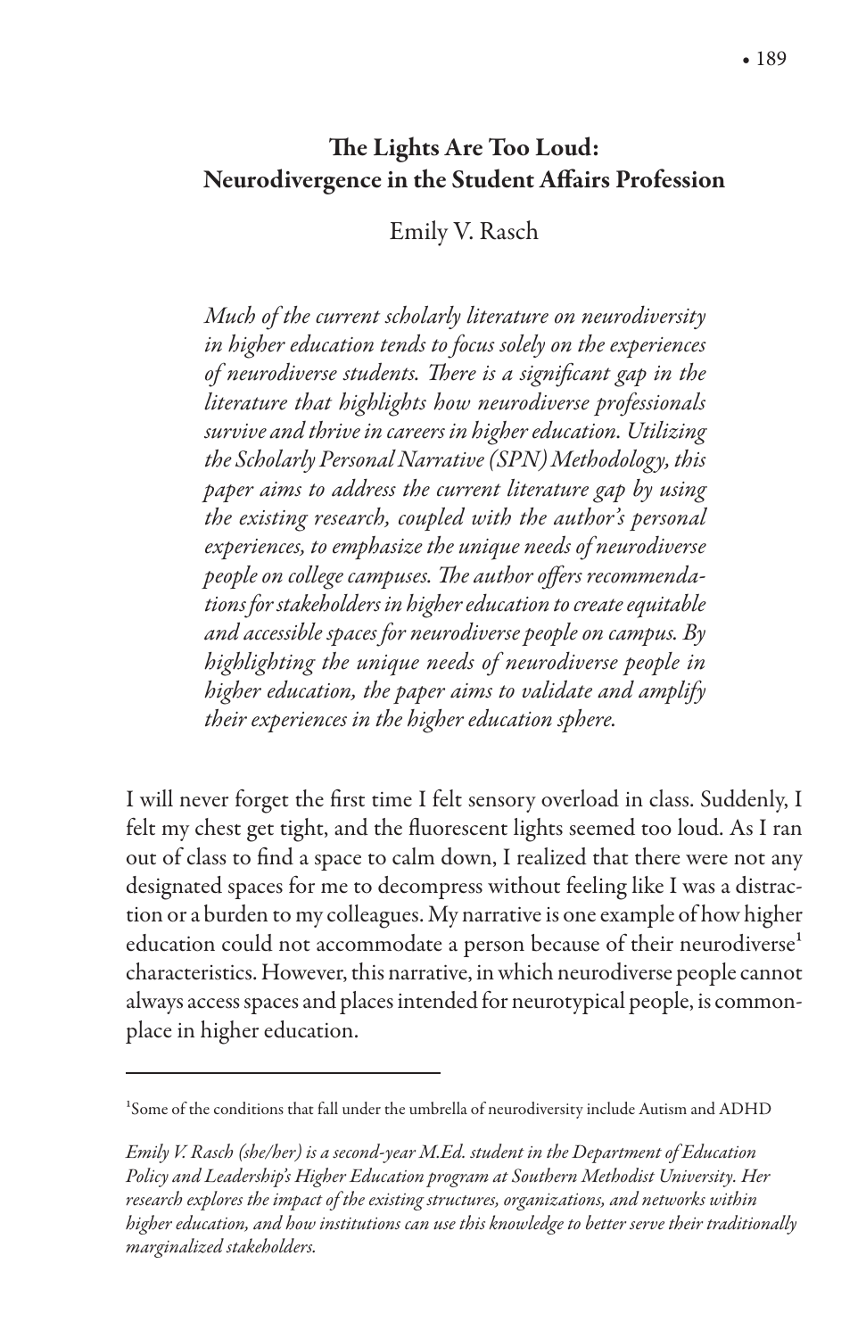# The Lights Are Too Loud: Neurodivergence in the Student Affairs Profession

Emily V. Rasch

*Much of the current scholarly literature on neurodiversity in higher education tends to focus solely on the experiences of neurodiverse students. There is a significant gap in the literature that highlights how neurodiverse professionals survive and thrive in careers in higher education. Utilizing the Scholarly Personal Narrative (SPN) Methodology, this paper aims to address the current literature gap by using the existing research, coupled with the author's personal experiences, to emphasize the unique needs of neurodiverse people on college campuses. The author offers recommendations for stakeholders in higher education to create equitable and accessible spaces for neurodiverse people on campus. By highlighting the unique needs of neurodiverse people in higher education, the paper aims to validate and amplify their experiences in the higher education sphere.*

I will never forget the first time I felt sensory overload in class. Suddenly, I felt my chest get tight, and the fluorescent lights seemed too loud. As I ran out of class to find a space to calm down, I realized that there were not any designated spaces for me to decompress without feeling like I was a distraction or a burden to my colleagues. My narrative is one example of how higher education could not accommodate a person because of their neurodiverse[1] characteristics. However, this narrative, in which neurodiverse people cannot always access spaces and places intended for neurotypical people, is commonplace in higher education.

---

[1]Some of the conditions that fall under the umbrella of neurodiversity include Autism and ADHD

*Emily V. Rasch (she/her) is a second-year M.Ed. student in the Department of Education Policy and Leadership's Higher Education program at Southern Methodist University. Her research explores the impact of the existing structures, organizations, and networks within higher education, and how institutions can use this knowledge to better serve their traditionally marginalized stakeholders.*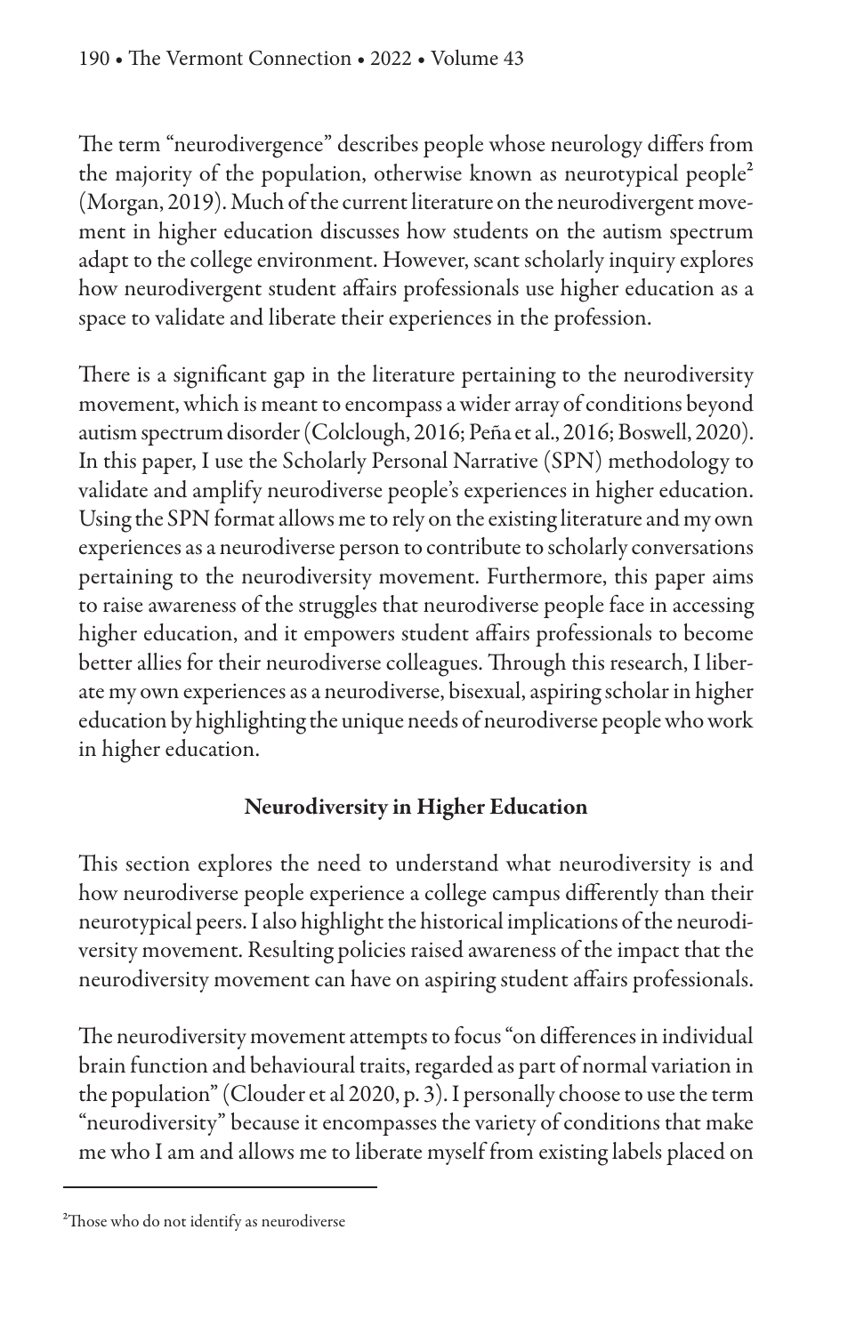The term "neurodivergence" describes people whose neurology differs from the majority of the population, otherwise known as neurotypical people[2] (Morgan, 2019). Much of the current literature on the neurodivergent movement in higher education discusses how students on the autism spectrum adapt to the college environment. However, scant scholarly inquiry explores how neurodivergent student affairs professionals use higher education as a space to validate and liberate their experiences in the profession.

There is a significant gap in the literature pertaining to the neurodiversity movement, which is meant to encompass a wider array of conditions beyond autism spectrum disorder (Colclough, 2016; Peña et al., 2016; Boswell, 2020). In this paper, I use the Scholarly Personal Narrative (SPN) methodology to validate and amplify neurodiverse people's experiences in higher education. Using the SPN format allows me to rely on the existing literature and my own experiences as a neurodiverse person to contribute to scholarly conversations pertaining to the neurodiversity movement. Furthermore, this paper aims to raise awareness of the struggles that neurodiverse people face in accessing higher education, and it empowers student affairs professionals to become better allies for their neurodiverse colleagues. Through this research, I liberate my own experiences as a neurodiverse, bisexual, aspiring scholar in higher education by highlighting the unique needs of neurodiverse people who work in higher education.

## Neurodiversity in Higher Education

This section explores the need to understand what neurodiversity is and how neurodiverse people experience a college campus differently than their neurotypical peers. I also highlight the historical implications of the neurodiversity movement. Resulting policies raised awareness of the impact that the neurodiversity movement can have on aspiring student affairs professionals.

The neurodiversity movement attempts to focus "on differences in individual brain function and behavioural traits, regarded as part of normal variation in the population" (Clouder et al 2020, p. 3). I personally choose to use the term "neurodiversity" because it encompasses the variety of conditions that make me who I am and allows me to liberate myself from existing labels placed on

[2] Those who do not identify as neurodiverse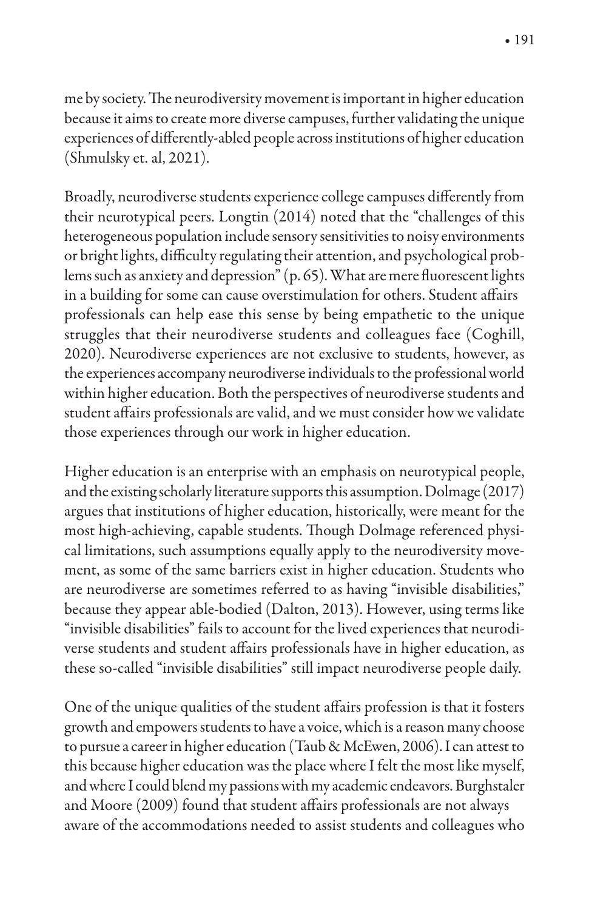me by society. The neurodiversity movement is important in higher education because it aims to create more diverse campuses, further validating the unique experiences of differently-abled people across institutions of higher education (Shmulsky et. al, 2021).

Broadly, neurodiverse students experience college campuses differently from their neurotypical peers. Longtin (2014) noted that the "challenges of this heterogeneous population include sensory sensitivities to noisy environments or bright lights, difficulty regulating their attention, and psychological problems such as anxiety and depression" (p. 65). What are mere fluorescent lights in a building for some can cause overstimulation for others. Student affairs professionals can help ease this sense by being empathetic to the unique struggles that their neurodiverse students and colleagues face (Coghill, 2020). Neurodiverse experiences are not exclusive to students, however, as the experiences accompany neurodiverse individuals to the professional world within higher education. Both the perspectives of neurodiverse students and student affairs professionals are valid, and we must consider how we validate those experiences through our work in higher education.

Higher education is an enterprise with an emphasis on neurotypical people, and the existing scholarly literature supports this assumption. Dolmage (2017) argues that institutions of higher education, historically, were meant for the most high-achieving, capable students. Though Dolmage referenced physical limitations, such assumptions equally apply to the neurodiversity movement, as some of the same barriers exist in higher education. Students who are neurodiverse are sometimes referred to as having "invisible disabilities," because they appear able-bodied (Dalton, 2013). However, using terms like "invisible disabilities" fails to account for the lived experiences that neurodiverse students and student affairs professionals have in higher education, as these so-called "invisible disabilities" still impact neurodiverse people daily.

One of the unique qualities of the student affairs profession is that it fosters growth and empowers students to have a voice, which is a reason many choose to pursue a career in higher education (Taub & McEwen, 2006). I can attest to this because higher education was the place where I felt the most like myself, and where I could blend my passions with my academic endeavors. Burghstaler and Moore (2009) found that student affairs professionals are not always aware of the accommodations needed to assist students and colleagues who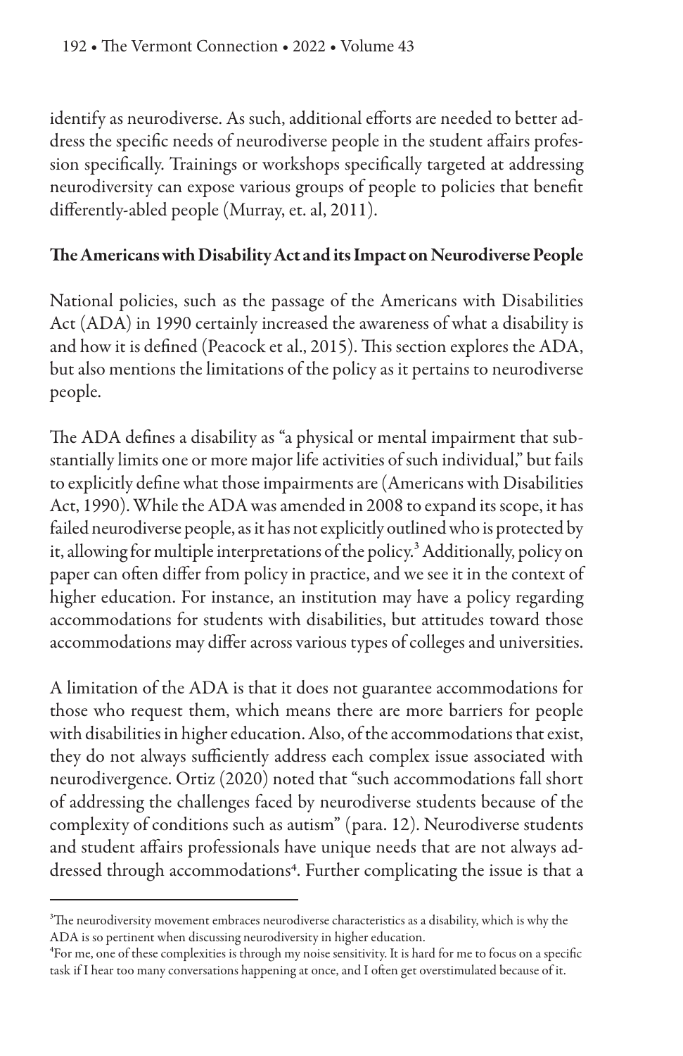identify as neurodiverse. As such, additional efforts are needed to better address the specific needs of neurodiverse people in the student affairs profession specifically. Trainings or workshops specifically targeted at addressing neurodiversity can expose various groups of people to policies that benefit differently-abled people (Murray, et. al, 2011).

**The Americans with Disability Act and its Impact on Neurodiverse People**

National policies, such as the passage of the Americans with Disabilities Act (ADA) in 1990 certainly increased the awareness of what a disability is and how it is defined (Peacock et al., 2015). This section explores the ADA, but also mentions the limitations of the policy as it pertains to neurodiverse people.

The ADA defines a disability as "a physical or mental impairment that substantially limits one or more major life activities of such individual," but fails to explicitly define what those impairments are (Americans with Disabilities Act, 1990). While the ADA was amended in 2008 to expand its scope, it has failed neurodiverse people, as it has not explicitly outlined who is protected by it, allowing for multiple interpretations of the policy.[3] Additionally, policy on paper can often differ from policy in practice, and we see it in the context of higher education. For instance, an institution may have a policy regarding accommodations for students with disabilities, but attitudes toward those accommodations may differ across various types of colleges and universities.

A limitation of the ADA is that it does not guarantee accommodations for those who request them, which means there are more barriers for people with disabilities in higher education. Also, of the accommodations that exist, they do not always sufficiently address each complex issue associated with neurodivergence. Ortiz (2020) noted that "such accommodations fall short of addressing the challenges faced by neurodiverse students because of the complexity of conditions such as autism" (para. 12). Neurodiverse students and student affairs professionals have unique needs that are not always addressed through accommodations[4]. Further complicating the issue is that a

[3] The neurodiversity movement embraces neurodiverse characteristics as a disability, which is why the ADA is so pertinent when discussing neurodiversity in higher education.

[4] For me, one of these complexities is through my noise sensitivity. It is hard for me to focus on a specific task if I hear too many conversations happening at once, and I often get overstimulated because of it.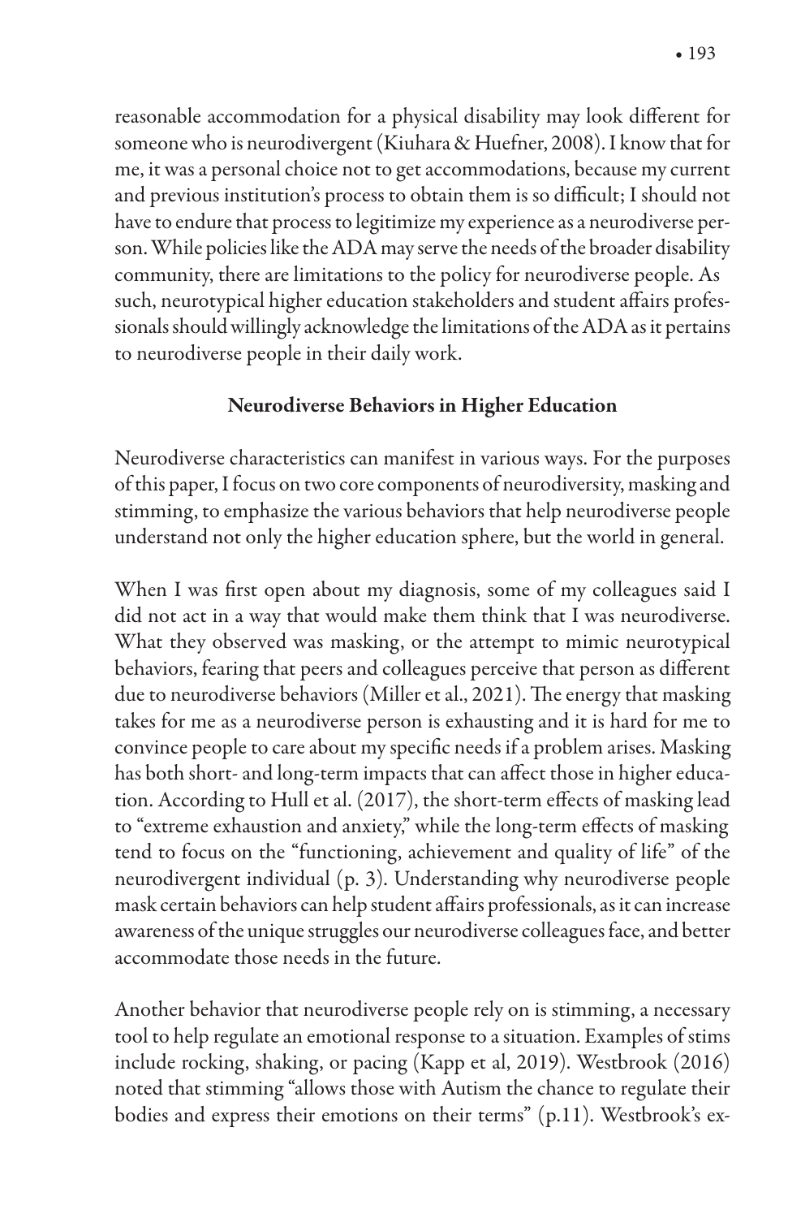reasonable accommodation for a physical disability may look different for someone who is neurodivergent (Kiuhara & Huefner, 2008). I know that for me, it was a personal choice not to get accommodations, because my current and previous institution's process to obtain them is so difficult; I should not have to endure that process to legitimize my experience as a neurodiverse person. While policies like the ADA may serve the needs of the broader disability community, there are limitations to the policy for neurodiverse people. As such, neurotypical higher education stakeholders and student affairs professionals should willingly acknowledge the limitations of the ADA as it pertains to neurodiverse people in their daily work.

## Neurodiverse Behaviors in Higher Education

Neurodiverse characteristics can manifest in various ways. For the purposes of this paper, I focus on two core components of neurodiversity, masking and stimming, to emphasize the various behaviors that help neurodiverse people understand not only the higher education sphere, but the world in general.

When I was first open about my diagnosis, some of my colleagues said I did not act in a way that would make them think that I was neurodiverse. What they observed was masking, or the attempt to mimic neurotypical behaviors, fearing that peers and colleagues perceive that person as different due to neurodiverse behaviors (Miller et al., 2021). The energy that masking takes for me as a neurodiverse person is exhausting and it is hard for me to convince people to care about my specific needs if a problem arises. Masking has both short- and long-term impacts that can affect those in higher education. According to Hull et al. (2017), the short-term effects of masking lead to "extreme exhaustion and anxiety," while the long-term effects of masking tend to focus on the "functioning, achievement and quality of life" of the neurodivergent individual (p. 3). Understanding why neurodiverse people mask certain behaviors can help student affairs professionals, as it can increase awareness of the unique struggles our neurodiverse colleagues face, and better accommodate those needs in the future.

Another behavior that neurodiverse people rely on is stimming, a necessary tool to help regulate an emotional response to a situation. Examples of stims include rocking, shaking, or pacing (Kapp et al, 2019). Westbrook (2016) noted that stimming "allows those with Autism the chance to regulate their bodies and express their emotions on their terms" (p.11). Westbrook's ex-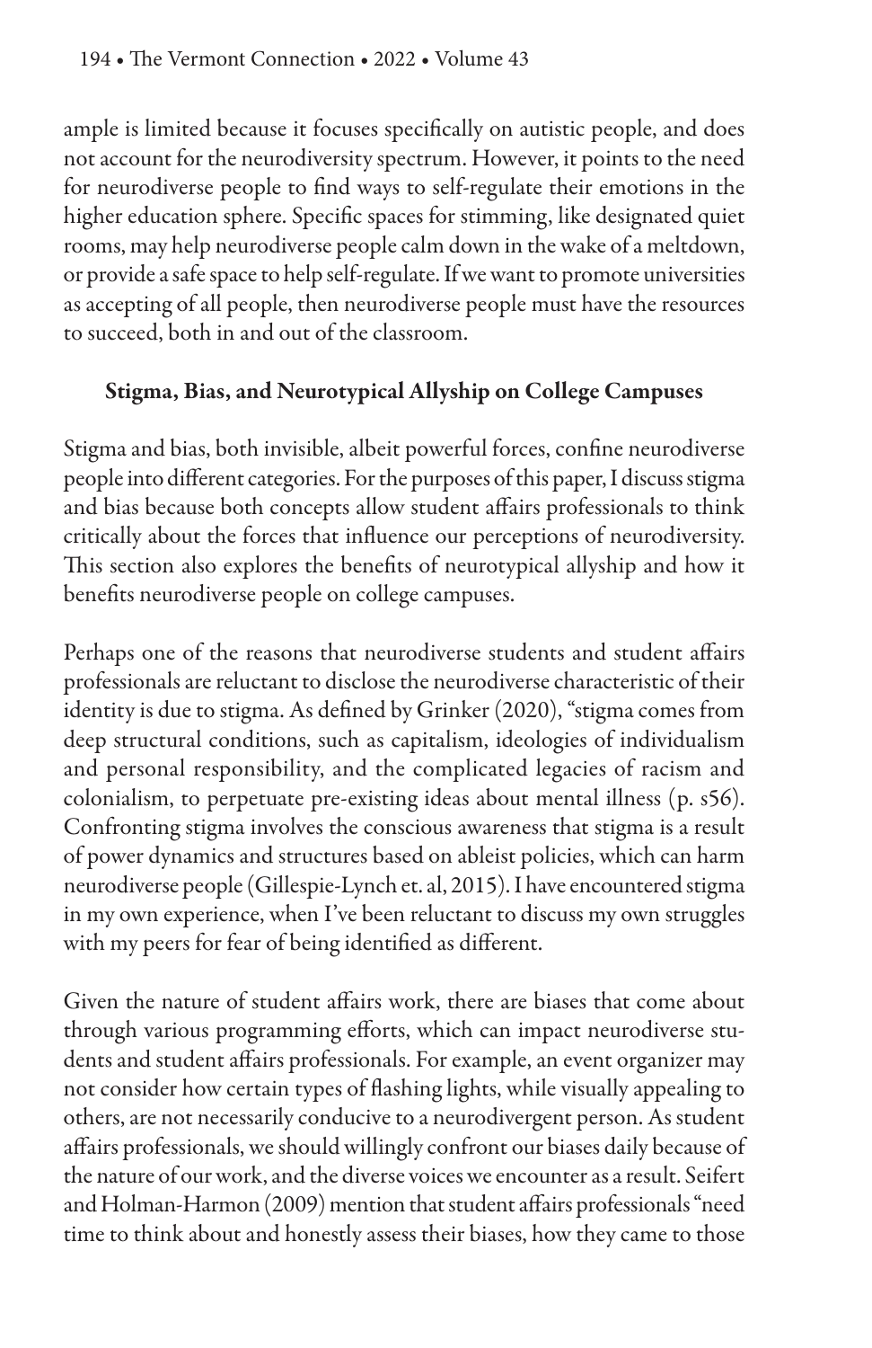ample is limited because it focuses specifically on autistic people, and does not account for the neurodiversity spectrum. However, it points to the need for neurodiverse people to find ways to self-regulate their emotions in the higher education sphere. Specific spaces for stimming, like designated quiet rooms, may help neurodiverse people calm down in the wake of a meltdown, or provide a safe space to help self-regulate. If we want to promote universities as accepting of all people, then neurodiverse people must have the resources to succeed, both in and out of the classroom.

## Stigma, Bias, and Neurotypical Allyship on College Campuses

Stigma and bias, both invisible, albeit powerful forces, confine neurodiverse people into different categories. For the purposes of this paper, I discuss stigma and bias because both concepts allow student affairs professionals to think critically about the forces that influence our perceptions of neurodiversity. This section also explores the benefits of neurotypical allyship and how it benefits neurodiverse people on college campuses.

Perhaps one of the reasons that neurodiverse students and student affairs professionals are reluctant to disclose the neurodiverse characteristic of their identity is due to stigma. As defined by Grinker (2020), "stigma comes from deep structural conditions, such as capitalism, ideologies of individualism and personal responsibility, and the complicated legacies of racism and colonialism, to perpetuate pre-existing ideas about mental illness (p. s56). Confronting stigma involves the conscious awareness that stigma is a result of power dynamics and structures based on ableist policies, which can harm neurodiverse people (Gillespie-Lynch et. al, 2015). I have encountered stigma in my own experience, when I've been reluctant to discuss my own struggles with my peers for fear of being identified as different.

Given the nature of student affairs work, there are biases that come about through various programming efforts, which can impact neurodiverse students and student affairs professionals. For example, an event organizer may not consider how certain types of flashing lights, while visually appealing to others, are not necessarily conducive to a neurodivergent person. As student affairs professionals, we should willingly confront our biases daily because of the nature of our work, and the diverse voices we encounter as a result. Seifert and Holman-Harmon (2009) mention that student affairs professionals "need time to think about and honestly assess their biases, how they came to those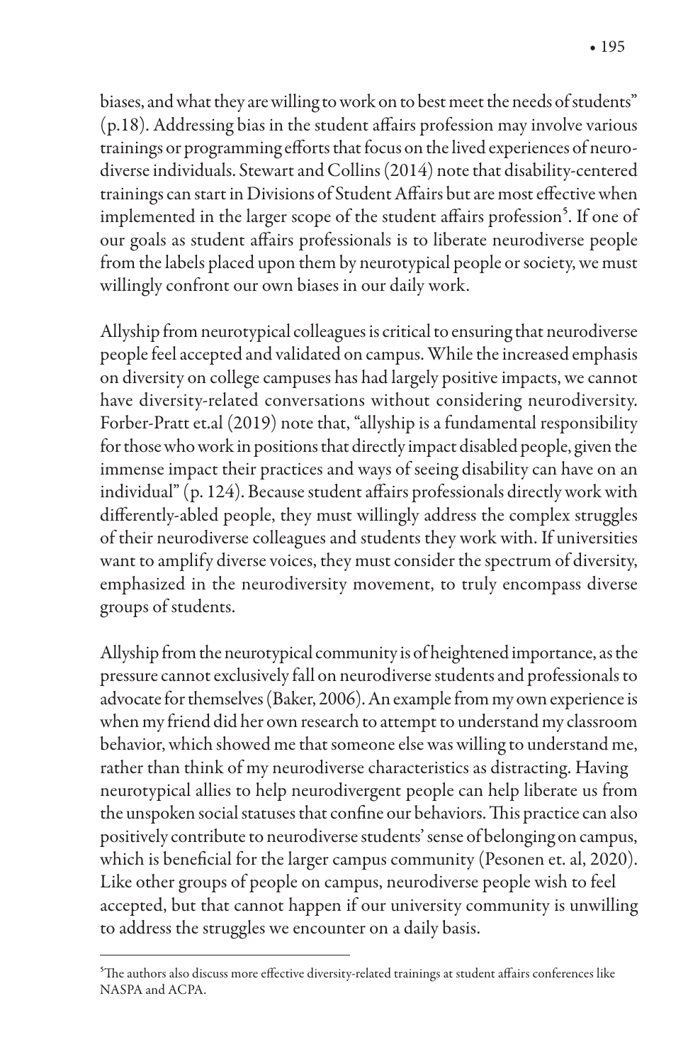biases, and what they are willing to work on to best meet the needs of students" (p.18). Addressing bias in the student affairs profession may involve various trainings or programming efforts that focus on the lived experiences of neurodiverse individuals. Stewart and Collins (2014) note that disability-centered trainings can start in Divisions of Student Affairs but are most effective when implemented in the larger scope of the student affairs profession[5]. If one of our goals as student affairs professionals is to liberate neurodiverse people from the labels placed upon them by neurotypical people or society, we must willingly confront our own biases in our daily work.

Allyship from neurotypical colleagues is critical to ensuring that neurodiverse people feel accepted and validated on campus. While the increased emphasis on diversity on college campuses has had largely positive impacts, we cannot have diversity-related conversations without considering neurodiversity. Forber-Pratt et.al (2019) note that, "allyship is a fundamental responsibility for those who work in positions that directly impact disabled people, given the immense impact their practices and ways of seeing disability can have on an individual" (p. 124). Because student affairs professionals directly work with differently-abled people, they must willingly address the complex struggles of their neurodiverse colleagues and students they work with. If universities want to amplify diverse voices, they must consider the spectrum of diversity, emphasized in the neurodiversity movement, to truly encompass diverse groups of students.

Allyship from the neurotypical community is of heightened importance, as the pressure cannot exclusively fall on neurodiverse students and professionals to advocate for themselves (Baker, 2006). An example from my own experience is when my friend did her own research to attempt to understand my classroom behavior, which showed me that someone else was willing to understand me, rather than think of my neurodiverse characteristics as distracting. Having neurotypical allies to help neurodivergent people can help liberate us from the unspoken social statuses that confine our behaviors. This practice can also positively contribute to neurodiverse students' sense of belonging on campus, which is beneficial for the larger campus community (Pesonen et. al, 2020). Like other groups of people on campus, neurodiverse people wish to feel accepted, but that cannot happen if our university community is unwilling to address the struggles we encounter on a daily basis.

---

[5]The authors also discuss more effective diversity-related trainings at student affairs conferences like NASPA and ACPA.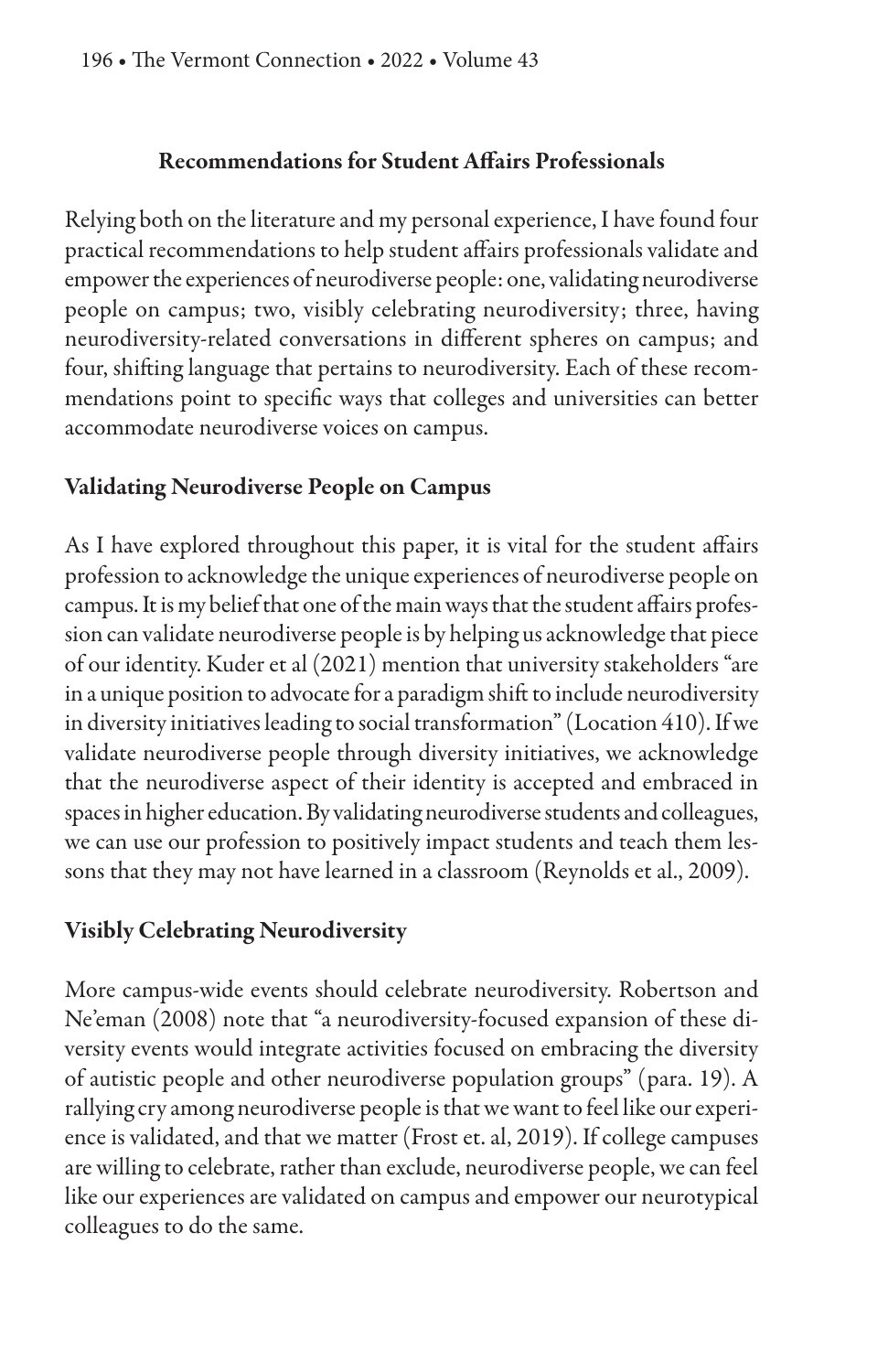## Recommendations for Student Affairs Professionals

Relying both on the literature and my personal experience, I have found four practical recommendations to help student affairs professionals validate and empower the experiences of neurodiverse people: one, validating neurodiverse people on campus; two, visibly celebrating neurodiversity; three, having neurodiversity-related conversations in different spheres on campus; and four, shifting language that pertains to neurodiversity. Each of these recommendations point to specific ways that colleges and universities can better accommodate neurodiverse voices on campus.

### Validating Neurodiverse People on Campus

As I have explored throughout this paper, it is vital for the student affairs profession to acknowledge the unique experiences of neurodiverse people on campus. It is my belief that one of the main ways that the student affairs profession can validate neurodiverse people is by helping us acknowledge that piece of our identity. Kuder et al (2021) mention that university stakeholders "are in a unique position to advocate for a paradigm shift to include neurodiversity in diversity initiatives leading to social transformation" (Location 410). If we validate neurodiverse people through diversity initiatives, we acknowledge that the neurodiverse aspect of their identity is accepted and embraced in spaces in higher education. By validating neurodiverse students and colleagues, we can use our profession to positively impact students and teach them lessons that they may not have learned in a classroom (Reynolds et al., 2009).

### Visibly Celebrating Neurodiversity

More campus-wide events should celebrate neurodiversity. Robertson and Ne'eman (2008) note that "a neurodiversity-focused expansion of these diversity events would integrate activities focused on embracing the diversity of autistic people and other neurodiverse population groups" (para. 19). A rallying cry among neurodiverse people is that we want to feel like our experience is validated, and that we matter (Frost et. al, 2019). If college campuses are willing to celebrate, rather than exclude, neurodiverse people, we can feel like our experiences are validated on campus and empower our neurotypical colleagues to do the same.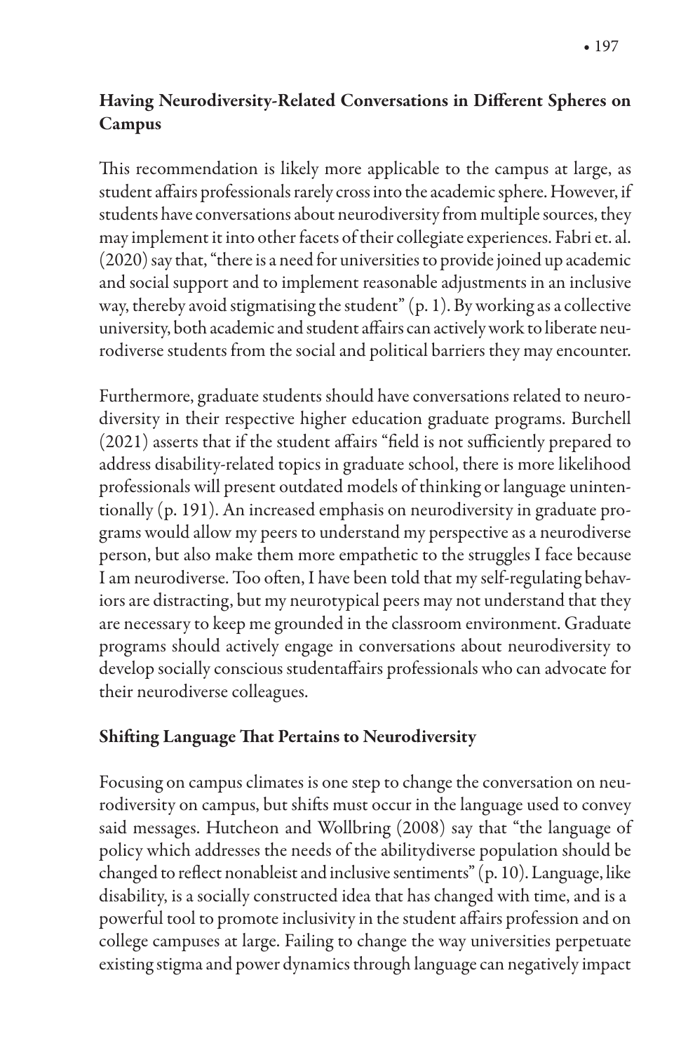## Having Neurodiversity-Related Conversations in Different Spheres on Campus

This recommendation is likely more applicable to the campus at large, as student affairs professionals rarely cross into the academic sphere. However, if students have conversations about neurodiversity from multiple sources, they may implement it into other facets of their collegiate experiences. Fabri et. al. (2020) say that, "there is a need for universities to provide joined up academic and social support and to implement reasonable adjustments in an inclusive way, thereby avoid stigmatising the student" (p. 1). By working as a collective university, both academic and student affairs can actively work to liberate neurodiverse students from the social and political barriers they may encounter.

Furthermore, graduate students should have conversations related to neurodiversity in their respective higher education graduate programs. Burchell (2021) asserts that if the student affairs "field is not sufficiently prepared to address disability-related topics in graduate school, there is more likelihood professionals will present outdated models of thinking or language unintentionally (p. 191). An increased emphasis on neurodiversity in graduate programs would allow my peers to understand my perspective as a neurodiverse person, but also make them more empathetic to the struggles I face because I am neurodiverse. Too often, I have been told that my self-regulating behaviors are distracting, but my neurotypical peers may not understand that they are necessary to keep me grounded in the classroom environment. Graduate programs should actively engage in conversations about neurodiversity to develop socially conscious studentaffairs professionals who can advocate for their neurodiverse colleagues.

## Shifting Language That Pertains to Neurodiversity

Focusing on campus climates is one step to change the conversation on neurodiversity on campus, but shifts must occur in the language used to convey said messages. Hutcheon and Wollbring (2008) say that "the language of policy which addresses the needs of the abilitydiverse population should be changed to reflect nonableist and inclusive sentiments" (p. 10). Language, like disability, is a socially constructed idea that has changed with time, and is a powerful tool to promote inclusivity in the student affairs profession and on college campuses at large. Failing to change the way universities perpetuate existing stigma and power dynamics through language can negatively impact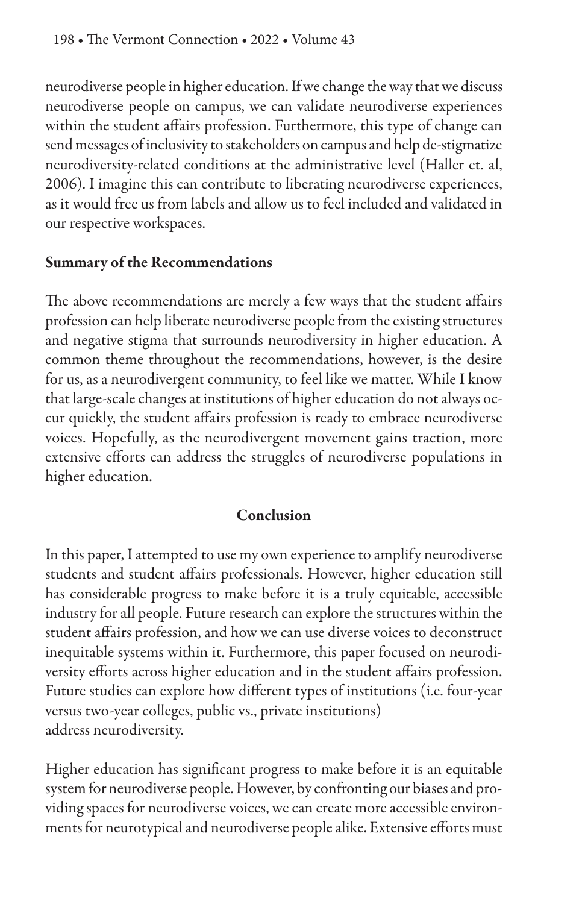neurodiverse people in higher education. If we change the way that we discuss neurodiverse people on campus, we can validate neurodiverse experiences within the student affairs profession. Furthermore, this type of change can send messages of inclusivity to stakeholders on campus and help de-stigmatize neurodiversity-related conditions at the administrative level (Haller et. al, 2006). I imagine this can contribute to liberating neurodiverse experiences, as it would free us from labels and allow us to feel included and validated in our respective workspaces.

### Summary of the Recommendations

The above recommendations are merely a few ways that the student affairs profession can help liberate neurodiverse people from the existing structures and negative stigma that surrounds neurodiversity in higher education. A common theme throughout the recommendations, however, is the desire for us, as a neurodivergent community, to feel like we matter. While I know that large-scale changes at institutions of higher education do not always occur quickly, the student affairs profession is ready to embrace neurodiverse voices. Hopefully, as the neurodivergent movement gains traction, more extensive efforts can address the struggles of neurodiverse populations in higher education.

## Conclusion

In this paper, I attempted to use my own experience to amplify neurodiverse students and student affairs professionals. However, higher education still has considerable progress to make before it is a truly equitable, accessible industry for all people. Future research can explore the structures within the student affairs profession, and how we can use diverse voices to deconstruct inequitable systems within it. Furthermore, this paper focused on neurodiversity efforts across higher education and in the student affairs profession. Future studies can explore how different types of institutions (i.e. four-year versus two-year colleges, public vs., private institutions) address neurodiversity.

Higher education has significant progress to make before it is an equitable system for neurodiverse people. However, by confronting our biases and providing spaces for neurodiverse voices, we can create more accessible environments for neurotypical and neurodiverse people alike. Extensive efforts must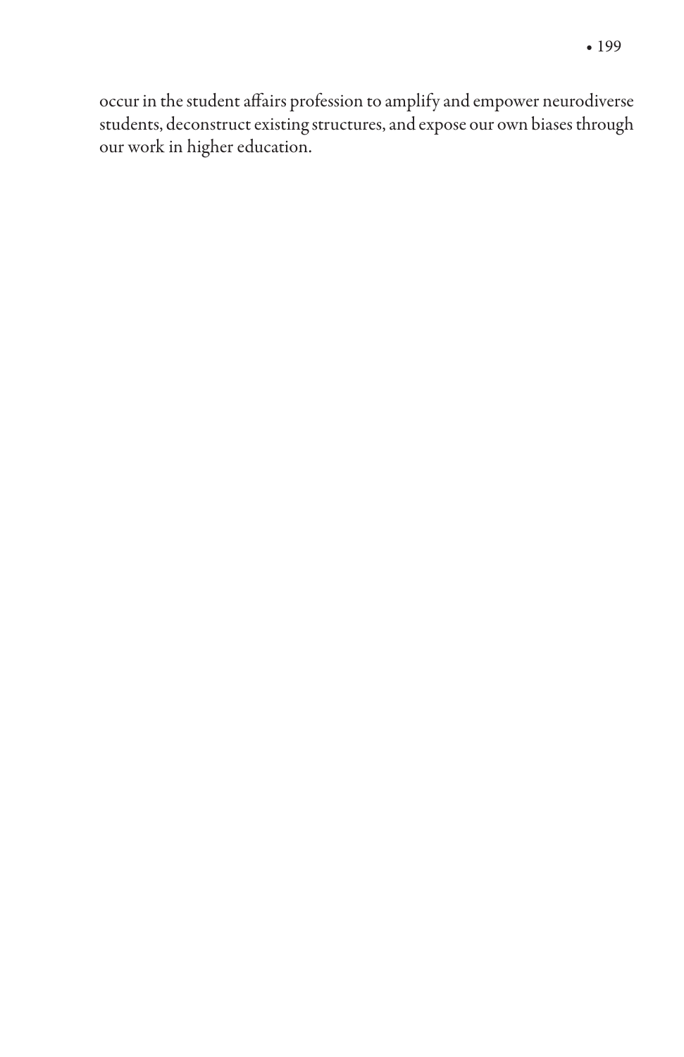occur in the student affairs profession to amplify and empower neurodiverse students, deconstruct existing structures, and expose our own biases through our work in higher education.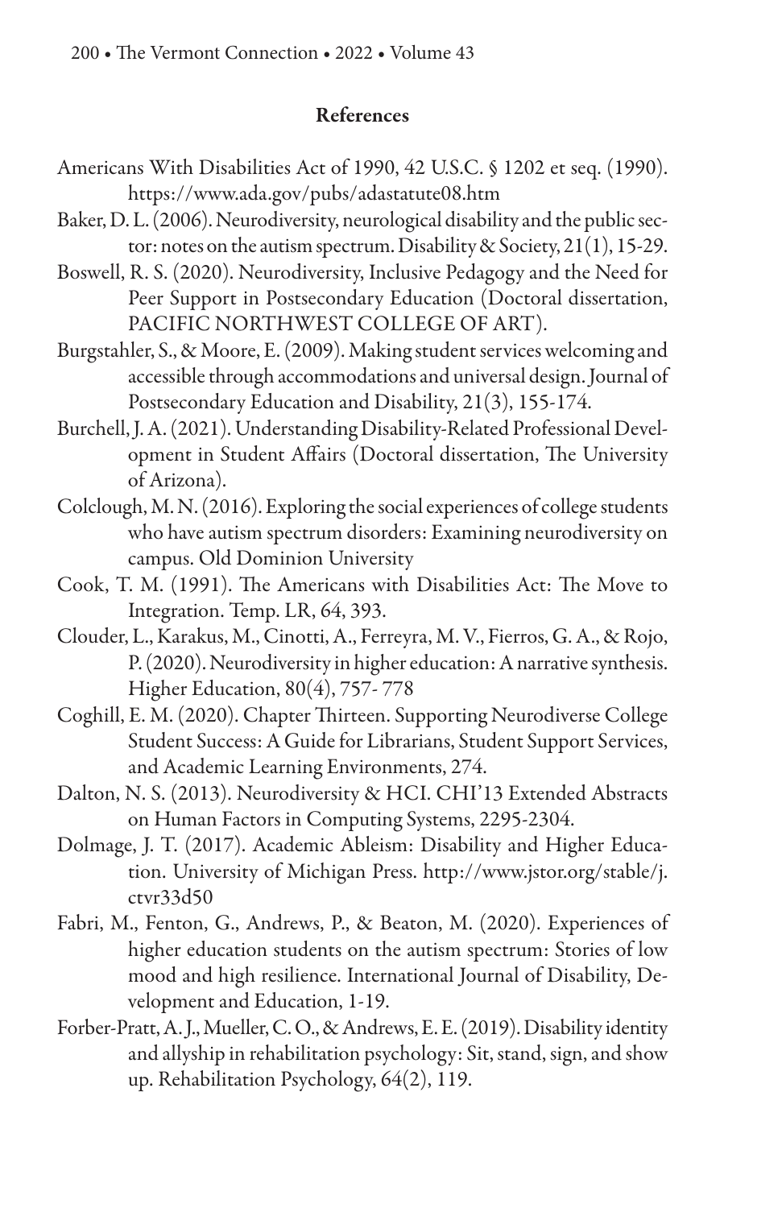## References

Americans With Disabilities Act of 1990, 42 U.S.C. § 1202 et seq. (1990). https://www.ada.gov/pubs/adastatute08.htm

Baker, D. L. (2006). Neurodiversity, neurological disability and the public sector: notes on the autism spectrum. Disability & Society, 21(1), 15-29.

Boswell, R. S. (2020). Neurodiversity, Inclusive Pedagogy and the Need for Peer Support in Postsecondary Education (Doctoral dissertation, PACIFIC NORTHWEST COLLEGE OF ART).

Burgstahler, S., & Moore, E. (2009). Making student services welcoming and accessible through accommodations and universal design. Journal of Postsecondary Education and Disability, 21(3), 155-174.

Burchell, J. A. (2021). Understanding Disability-Related Professional Development in Student Affairs (Doctoral dissertation, The University of Arizona).

Colclough, M. N. (2016). Exploring the social experiences of college students who have autism spectrum disorders: Examining neurodiversity on campus. Old Dominion University

Cook, T. M. (1991). The Americans with Disabilities Act: The Move to Integration. Temp. LR, 64, 393.

Clouder, L., Karakus, M., Cinotti, A., Ferreyra, M. V., Fierros, G. A., & Rojo, P. (2020). Neurodiversity in higher education: A narrative synthesis. Higher Education, 80(4), 757- 778

Coghill, E. M. (2020). Chapter Thirteen. Supporting Neurodiverse College Student Success: A Guide for Librarians, Student Support Services, and Academic Learning Environments, 274.

Dalton, N. S. (2013). Neurodiversity & HCI. CHI'13 Extended Abstracts on Human Factors in Computing Systems, 2295-2304.

Dolmage, J. T. (2017). Academic Ableism: Disability and Higher Education. University of Michigan Press. http://www.jstor.org/stable/j.ctvr33d50

Fabri, M., Fenton, G., Andrews, P., & Beaton, M. (2020). Experiences of higher education students on the autism spectrum: Stories of low mood and high resilience. International Journal of Disability, Development and Education, 1-19.

Forber-Pratt, A. J., Mueller, C. O., & Andrews, E. E. (2019). Disability identity and allyship in rehabilitation psychology: Sit, stand, sign, and show up. Rehabilitation Psychology, 64(2), 119.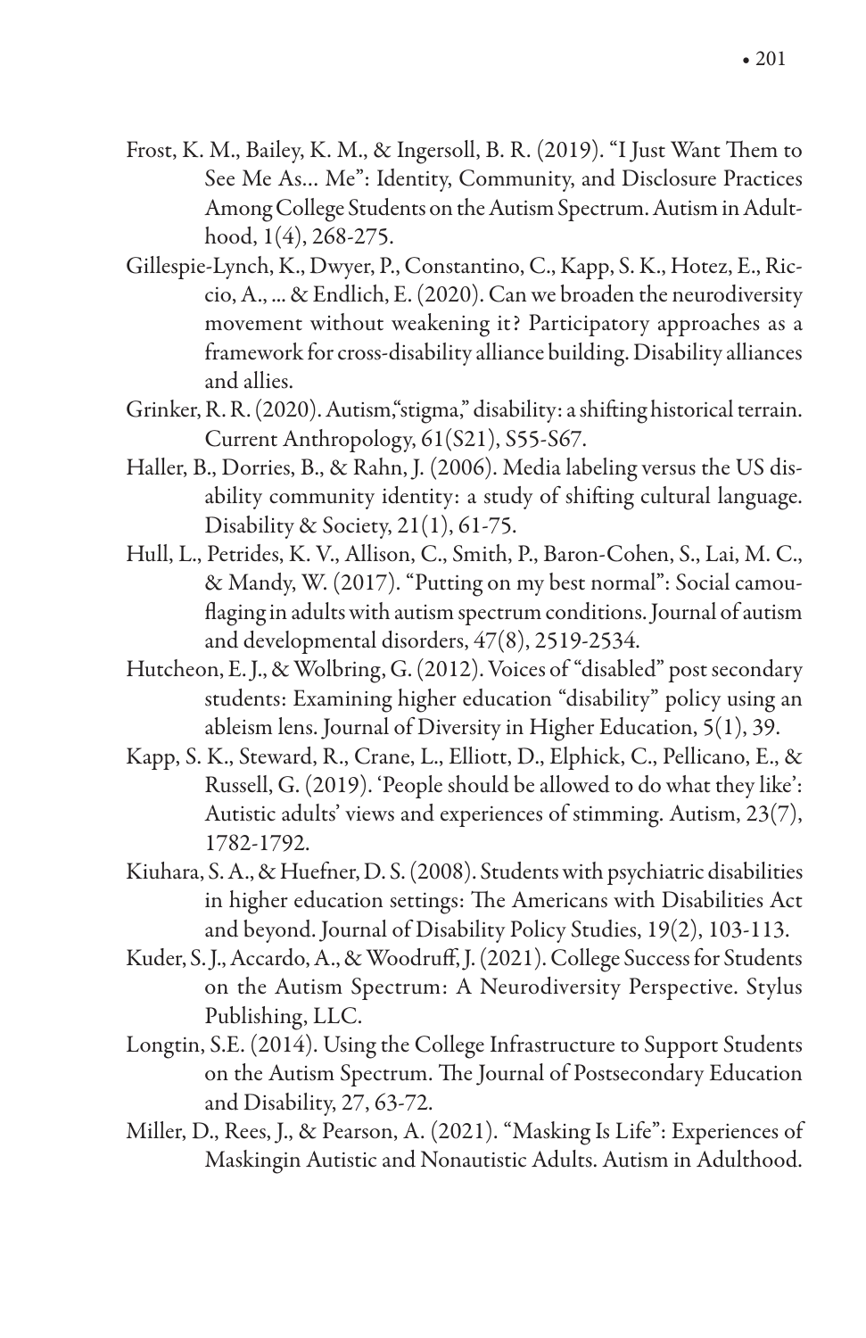Frost, K. M., Bailey, K. M., & Ingersoll, B. R. (2019). "I Just Want Them to See Me As… Me": Identity, Community, and Disclosure Practices Among College Students on the Autism Spectrum. Autism in Adulthood, 1(4), 268-275.

Gillespie-Lynch, K., Dwyer, P., Constantino, C., Kapp, S. K., Hotez, E., Riccio, A., … & Endlich, E. (2020). Can we broaden the neurodiversity movement without weakening it? Participatory approaches as a framework for cross-disability alliance building. Disability alliances and allies.

Grinker, R. R. (2020). Autism,"stigma," disability: a shifting historical terrain. Current Anthropology, 61(S21), S55-S67.

Haller, B., Dorries, B., & Rahn, J. (2006). Media labeling versus the US disability community identity: a study of shifting cultural language. Disability & Society, 21(1), 61-75.

Hull, L., Petrides, K. V., Allison, C., Smith, P., Baron-Cohen, S., Lai, M. C., & Mandy, W. (2017). "Putting on my best normal": Social camouflaging in adults with autism spectrum conditions. Journal of autism and developmental disorders, 47(8), 2519-2534.

Hutcheon, E. J., & Wolbring, G. (2012). Voices of "disabled" post secondary students: Examining higher education "disability" policy using an ableism lens. Journal of Diversity in Higher Education, 5(1), 39.

Kapp, S. K., Steward, R., Crane, L., Elliott, D., Elphick, C., Pellicano, E., & Russell, G. (2019). 'People should be allowed to do what they like': Autistic adults' views and experiences of stimming. Autism, 23(7), 1782-1792.

Kiuhara, S. A., & Huefner, D. S. (2008). Students with psychiatric disabilities in higher education settings: The Americans with Disabilities Act and beyond. Journal of Disability Policy Studies, 19(2), 103-113.

Kuder, S. J., Accardo, A., & Woodruff, J. (2021). College Success for Students on the Autism Spectrum: A Neurodiversity Perspective. Stylus Publishing, LLC.

Longtin, S.E. (2014). Using the College Infrastructure to Support Students on the Autism Spectrum. The Journal of Postsecondary Education and Disability, 27, 63-72.

Miller, D., Rees, J., & Pearson, A. (2021). "Masking Is Life": Experiences of Maskingin Autistic and Nonautistic Adults. Autism in Adulthood.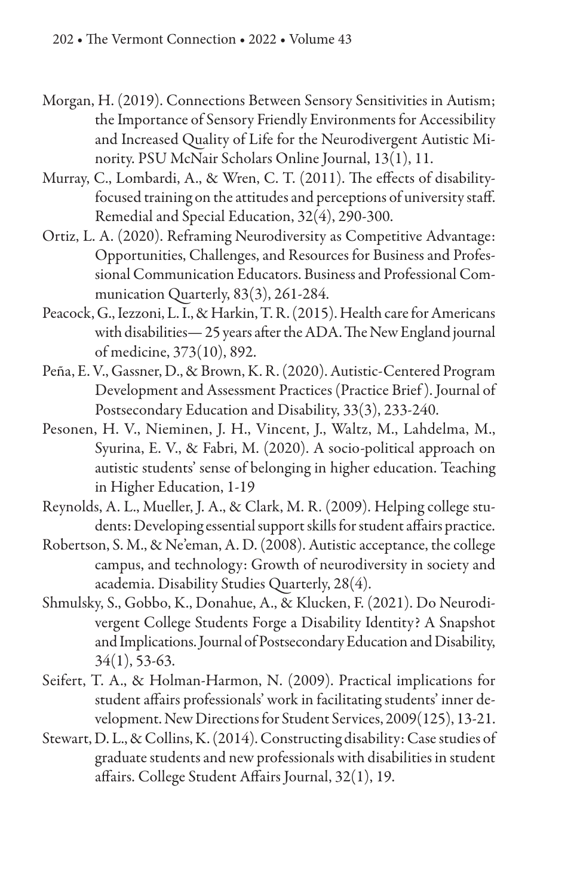Morgan, H. (2019). Connections Between Sensory Sensitivities in Autism; the Importance of Sensory Friendly Environments for Accessibility and Increased Quality of Life for the Neurodivergent Autistic Minority. PSU McNair Scholars Online Journal, 13(1), 11.

Murray, C., Lombardi, A., & Wren, C. T. (2011). The effects of disability-focused training on the attitudes and perceptions of university staff. Remedial and Special Education, 32(4), 290-300.

Ortiz, L. A. (2020). Reframing Neurodiversity as Competitive Advantage: Opportunities, Challenges, and Resources for Business and Professional Communication Educators. Business and Professional Communication Quarterly, 83(3), 261-284.

Peacock, G., Iezzoni, L. I., & Harkin, T. R. (2015). Health care for Americans with disabilities— 25 years after the ADA. The New England journal of medicine, 373(10), 892.

Peña, E. V., Gassner, D., & Brown, K. R. (2020). Autistic-Centered Program Development and Assessment Practices (Practice Brief). Journal of Postsecondary Education and Disability, 33(3), 233-240.

Pesonen, H. V., Nieminen, J. H., Vincent, J., Waltz, M., Lahdelma, M., Syurina, E. V., & Fabri, M. (2020). A socio-political approach on autistic students' sense of belonging in higher education. Teaching in Higher Education, 1-19

Reynolds, A. L., Mueller, J. A., & Clark, M. R. (2009). Helping college students: Developing essential support skills for student affairs practice.

Robertson, S. M., & Ne'eman, A. D. (2008). Autistic acceptance, the college campus, and technology: Growth of neurodiversity in society and academia. Disability Studies Quarterly, 28(4).

Shmulsky, S., Gobbo, K., Donahue, A., & Klucken, F. (2021). Do Neurodivergent College Students Forge a Disability Identity? A Snapshot and Implications. Journal of Postsecondary Education and Disability, 34(1), 53-63.

Seifert, T. A., & Holman-Harmon, N. (2009). Practical implications for student affairs professionals' work in facilitating students' inner development. New Directions for Student Services, 2009(125), 13-21.

Stewart, D. L., & Collins, K. (2014). Constructing disability: Case studies of graduate students and new professionals with disabilities in student affairs. College Student Affairs Journal, 32(1), 19.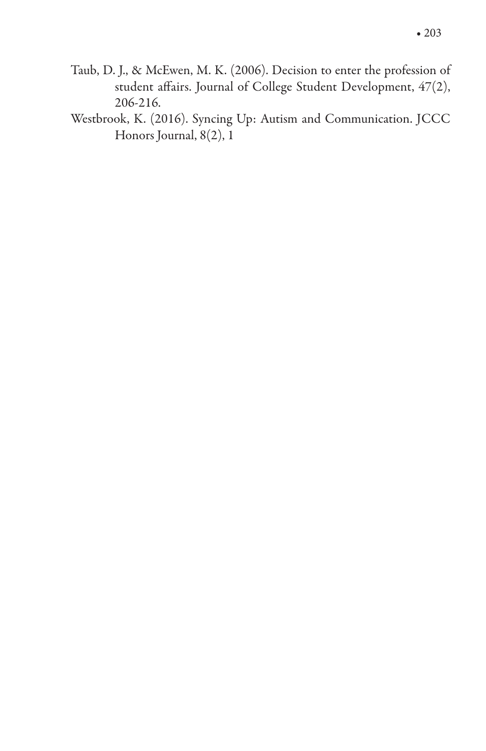Taub, D. J., & McEwen, M. K. (2006). Decision to enter the profession of student affairs. Journal of College Student Development, 47(2), 206-216.

Westbrook, K. (2016). Syncing Up: Autism and Communication. JCCC Honors Journal, 8(2), 1